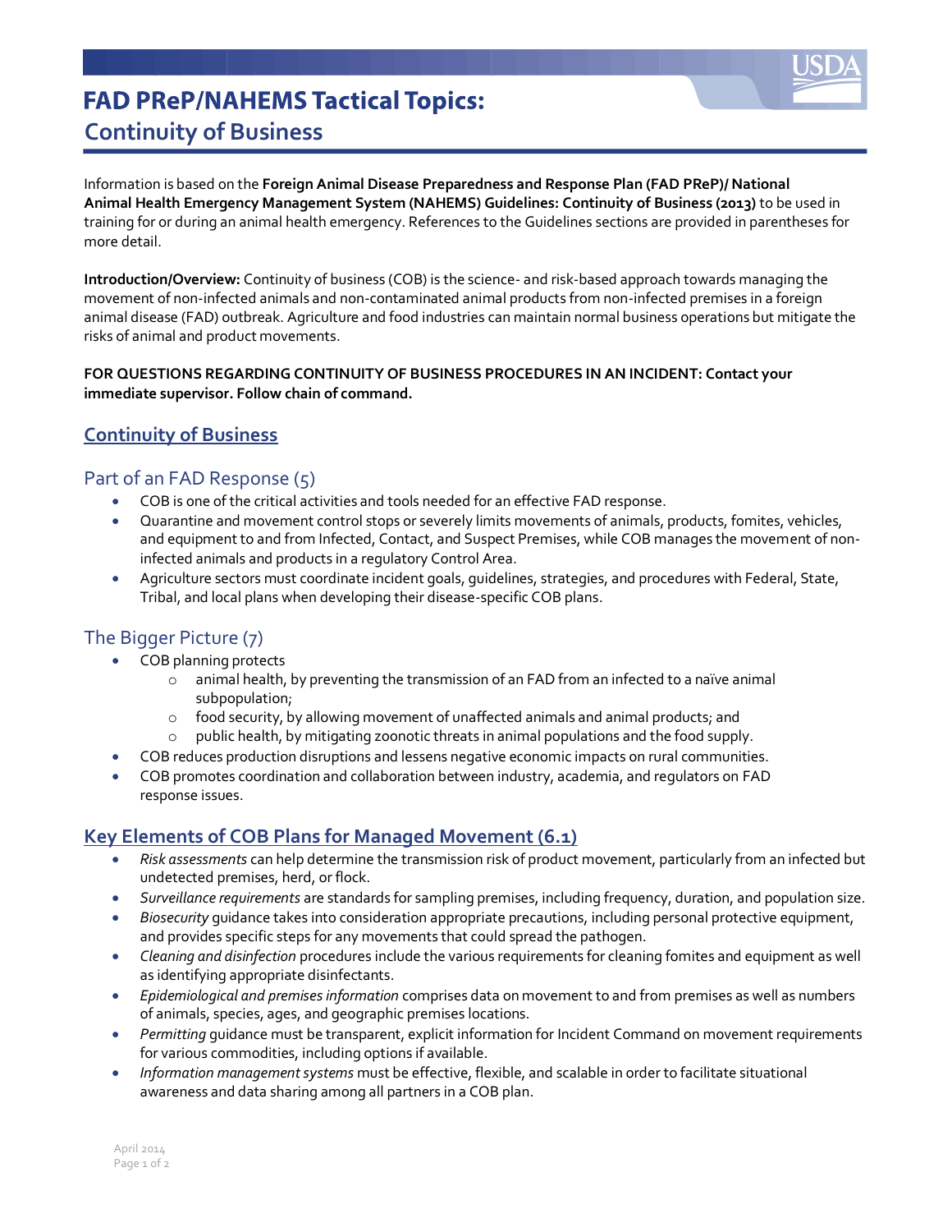# FAD PReP/NAHEMS Tactical Topics:

## Continuity of Business

Information is based on the **Foreign Animal Disease Preparedness and Response Plan (FAD PReP)/ National Animal Health Emergency Management System (NAHEMS) Guidelines: Continuity of Business (2013)** to be used in training for or during an animal health emergency. References to the Guidelines sections are provided in parentheses for more detail.

**Introduction/Overview:** Continuity of business (COB) is the science- and risk-based approach towards managing the movement of non-infected animals and non-contaminated animal products from non-infected premises in a foreign animal disease (FAD) outbreak. Agriculture and food industries can maintain normal business operations but mitigate the risks of animal and product movements.

**FOR QUESTIONS REGARDING CONTINUITY OF BUSINESS PROCEDURES IN AN INCIDENT: Contact your immediate supervisor. Follow chain of command.**

## Continuity of Business

### Part of an FAD Response (5)

- COB is one of the critical activities and tools needed for an effective FAD response.
- Quarantine and movement control stops or severely limits movements of animals, products, fomites, vehicles, and equipment to and from Infected, Contact, and Suspect Premises, while COB manages the movement of non-infected animals and products in a regulatory Control Area.
- Agriculture sectors must coordinate incident goals, guidelines, strategies, and procedures with Federal, State, Tribal, and local plans when developing their disease-specific COB plans.

### The Bigger Picture (7)

- COB planning protects
    - animal health, by preventing the transmission of an FAD from an infected to a naïve animal subpopulation;
    - food security, by allowing movement of unaffected animals and animal products; and
    - public health, by mitigating zoonotic threats in animal populations and the food supply.
- COB reduces production disruptions and lessens negative economic impacts on rural communities.
- COB promotes coordination and collaboration between industry, academia, and regulators on FAD response issues.

## Key Elements of COB Plans for Managed Movement (6.1)

- *Risk assessments* can help determine the transmission risk of product movement, particularly from an infected but undetected premises, herd, or flock.
- *Surveillance requirements* are standards for sampling premises, including frequency, duration, and population size.
- *Biosecurity* guidance takes into consideration appropriate precautions, including personal protective equipment, and provides specific steps for any movements that could spread the pathogen.
- *Cleaning and disinfection* procedures include the various requirements for cleaning fomites and equipment as well as identifying appropriate disinfectants.
- *Epidemiological and premises information* comprises data on movement to and from premises as well as numbers of animals, species, ages, and geographic premises locations.
- *Permitting* guidance must be transparent, explicit information for Incident Command on movement requirements for various commodities, including options if available.
- *Information management systems* must be effective, flexible, and scalable in order to facilitate situational awareness and data sharing among all partners in a COB plan.

April 2014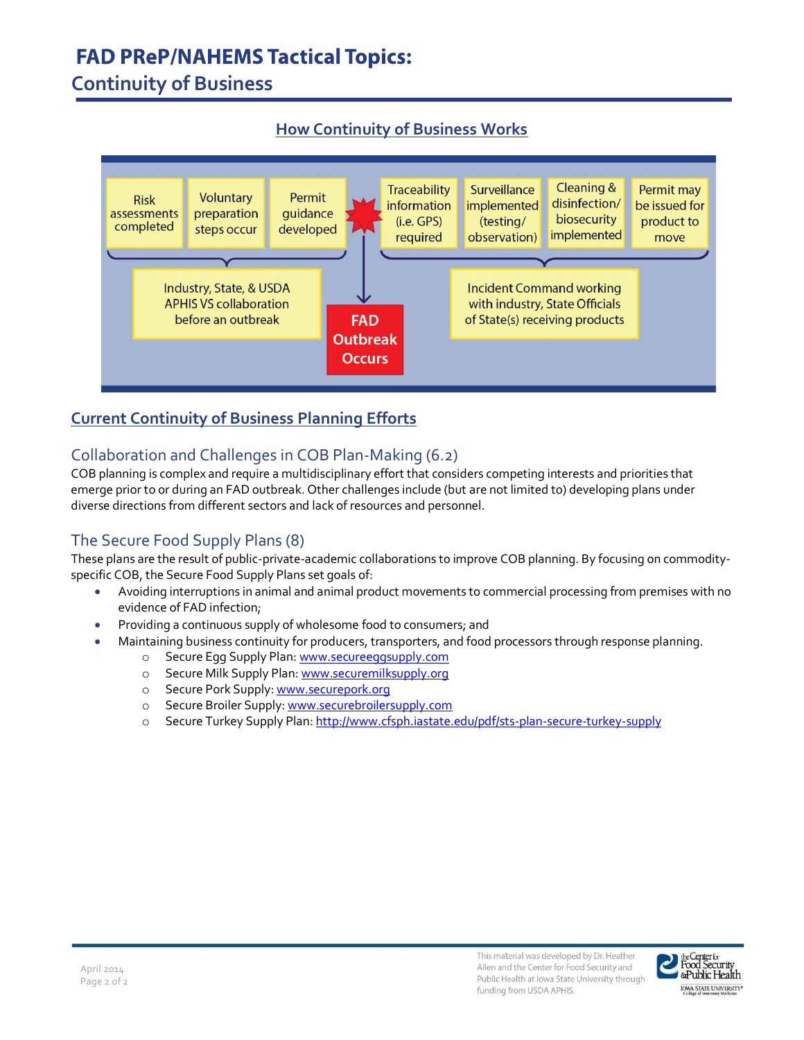# FAD PReP/NAHEMS Tactical Topics:
## Continuity of Business

### How Continuity of Business Works

Risk assessments completed

Voluntary preparation steps occur

Permit guidance developed

Industry, State, & USDA APHIS VS collaboration before an outbreak

FAD Outbreak Occurs

Traceability information (i.e. GPS) required

Surveillance implemented (testing/ observation)

Cleaning & disinfection/ biosecurity implemented

Permit may be issued for product to move

Incident Command working with industry, State Officials of State(s) receiving products

### Current Continuity of Business Planning Efforts

#### Collaboration and Challenges in COB Plan-Making (6.2)

COB planning is complex and require a multidisciplinary effort that considers competing interests and priorities that emerge prior to or during an FAD outbreak. Other challenges include (but are not limited to) developing plans under diverse directions from different sectors and lack of resources and personnel.

#### The Secure Food Supply Plans (8)

These plans are the result of public-private-academic collaborations to improve COB planning. By focusing on commodity-specific COB, the Secure Food Supply Plans set goals of:

- Avoiding interruptions in animal and animal product movements to commercial processing from premises with no evidence of FAD infection;
- Providing a continuous supply of wholesome food to consumers; and
- Maintaining business continuity for producers, transporters, and food processors through response planning.
  - Secure Egg Supply Plan: www.secureeggsupply.com
  - Secure Milk Supply Plan: www.securemilksupply.org
  - Secure Pork Supply: www.securepork.org
  - Secure Broiler Supply: www.securebroilersupply.com
  - Secure Turkey Supply Plan: http://www.cfsph.iastate.edu/pdf/sts-plan-secure-turkey-supply

April 2014

This material was developed by Dr. Heather Allen and the Center for Food Security and Public Health at Iowa State University through funding from USDA APHIS.